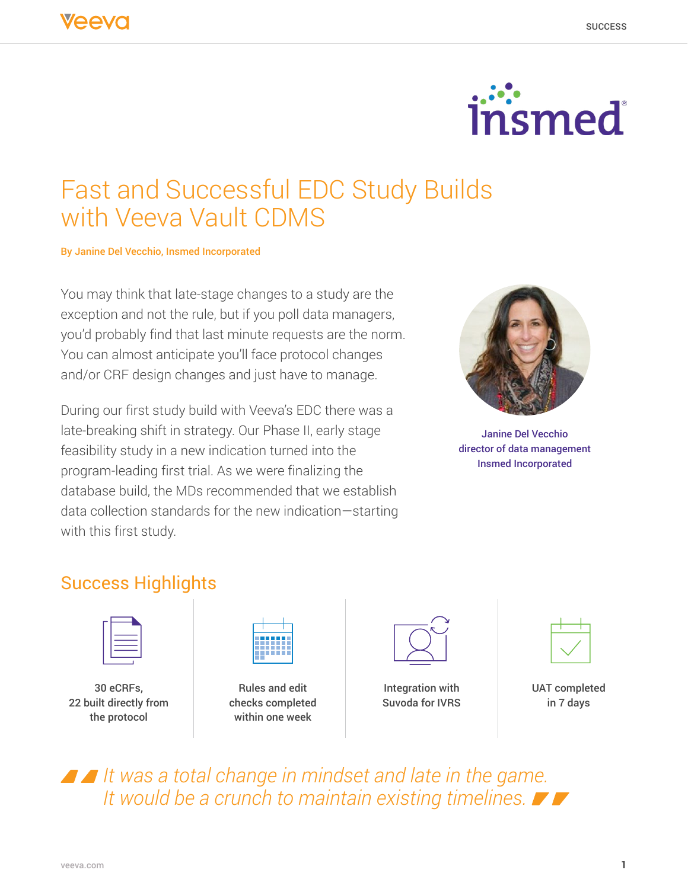# Fast and Successful EDC Study Builds with Veeva Vault CDMS

**By Janine Del Vecchio, Insmed Incorporated**

You may think that late-stage changes to a study are the exception and not the rule, but if you poll data managers, you'd probably find that last minute requests are the norm. You can almost anticipate you'll face protocol changes and/or CRF design changes and just have to manage.

During our first study build with Veeva's EDC there was a late-breaking shift in strategy. Our Phase II, early stage feasibility study in a new indication turned into the program-leading first trial. As we were finalizing the database build, the MDs recommended that we establish data collection standards for the new indication—starting with this first study.

**Janine Del Vecchio**
**director of data management**
**Insmed Incorporated**

## Success Highlights

- 30 eCRFs, 22 built directly from the protocol
- Rules and edit checks completed within one week
- Integration with Suvoda for IVRS
- UAT completed in 7 days

*It was a total change in mindset and late in the game. It would be a crunch to maintain existing timelines.*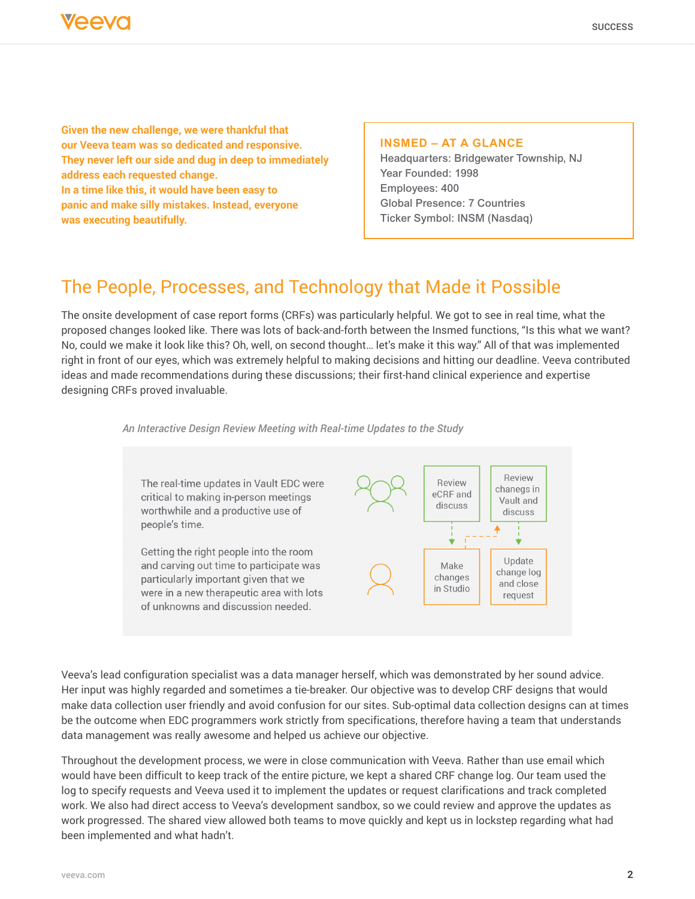**Given the new challenge, we were thankful that our Veeva team was so dedicated and responsive. They never left our side and dug in deep to immediately address each requested change. In a time like this, it would have been easy to panic and make silly mistakes. Instead, everyone was executing beautifully.**

**INSMED – AT A GLANCE**

Headquarters: Bridgewater Township, NJ
Year Founded: 1998
Employees: 400
Global Presence: 7 Countries
Ticker Symbol: INSM (Nasdaq)

## The People, Processes, and Technology that Made it Possible

The onsite development of case report forms (CRFs) was particularly helpful. We got to see in real time, what the proposed changes looked like. There was lots of back-and-forth between the Insmed functions, "Is this what we want? No, could we make it look like this? Oh, well, on second thought… let's make it this way." All of that was implemented right in front of our eyes, which was extremely helpful to making decisions and hitting our deadline. Veeva contributed ideas and made recommendations during these discussions; their first-hand clinical experience and expertise designing CRFs proved invaluable.

*An Interactive Design Review Meeting with Real-time Updates to the Study*

The real-time updates in Vault EDC were critical to making in-person meetings worthwhile and a productive use of people's time.

Getting the right people into the room and carving out time to participate was particularly important given that we were in a new therapeutic area with lots of unknowns and discussion needed.

Review eCRF and discuss → Make changes in Studio → Review changegs in Vault and discuss → Update change log and close request

Veeva's lead configuration specialist was a data manager herself, which was demonstrated by her sound advice. Her input was highly regarded and sometimes a tie-breaker. Our objective was to develop CRF designs that would make data collection user friendly and avoid confusion for our sites. Sub-optimal data collection designs can at times be the outcome when EDC programmers work strictly from specifications, therefore having a team that understands data management was really awesome and helped us achieve our objective.

Throughout the development process, we were in close communication with Veeva. Rather than use email which would have been difficult to keep track of the entire picture, we kept a shared CRF change log. Our team used the log to specify requests and Veeva used it to implement the updates or request clarifications and track completed work. We also had direct access to Veeva's development sandbox, so we could review and approve the updates as work progressed. The shared view allowed both teams to move quickly and kept us in lockstep regarding what had been implemented and what hadn't.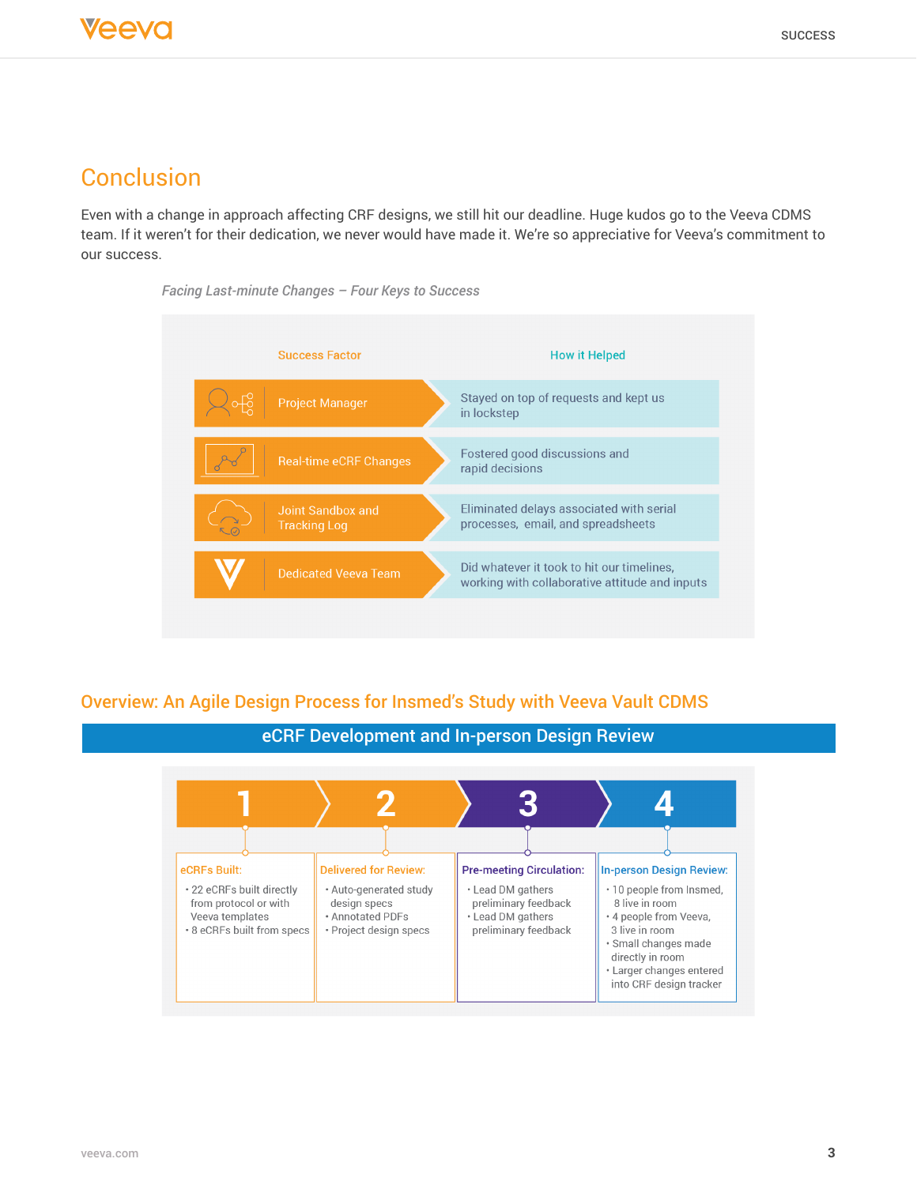## Conclusion

Even with a change in approach affecting CRF designs, we still hit our deadline. Huge kudos go to the Veeva CDMS team. If it weren't for their dedication, we never would have made it. We're so appreciative for Veeva's commitment to our success.

*Facing Last-minute Changes – Four Keys to Success*

| Success Factor | How it Helped |
|---|---|
| Project Manager | Stayed on top of requests and kept us in lockstep |
| Real-time eCRF Changes | Fostered good discussions and rapid decisions |
| Joint Sandbox and Tracking Log | Eliminated delays associated with serial processes, email, and spreadsheets |
| Dedicated Veeva Team | Did whatever it took to hit our timelines, working with collaborative attitude and inputs |

## Overview: An Agile Design Process for Insmed's Study with Veeva Vault CDMS

### eCRF Development and In-person Design Review

**1 — eCRFs Built:**
- 22 eCRFs built directly from protocol or with Veeva templates
- 8 eCRFs built from specs

**2 — Delivered for Review:**
- Auto-generated study design specs
- Annotated PDFs
- Project design specs

**3 — Pre-meeting Circulation:**
- Lead DM gathers preliminary feedback
- Lead DM gathers preliminary feedback

**4 — In-person Design Review:**
- 10 people from Insmed, 8 live in room
- 4 people from Veeva, 3 live in room
- Small changes made directly in room
- Larger changes entered into CRF design tracker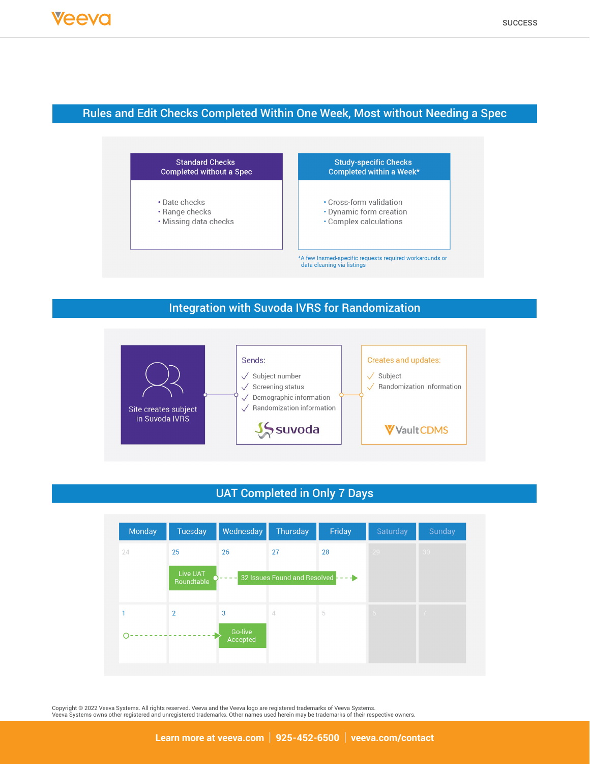## Rules and Edit Checks Completed Within One Week, Most without Needing a Spec

**Standard Checks Completed without a Spec**

- Date checks
- Range checks
- Missing data checks

**Study-specific Checks Completed within a Week***

- Cross-form validation
- Dynamic form creation
- Complex calculations

*A few Insmed-specific requests required workarounds or data cleaning via listings

## Integration with Suvoda IVRS for Randomization

Site creates subject in Suvoda IVRS

Sends:
- Subject number
- Screening status
- Demographic information
- Randomization information

suvoda

Creates and updates:
- Subject
- Randomization information

Vault CDMS

## UAT Completed in Only 7 Days

Monday
Tuesday
Wednesday
Thursday
Friday
Saturday
Sunday

24
25
26
27
28
29
30

Live UAT Roundtable

32 Issues Found and Resolved

1
2
3
4
5
6
7

Go-live Accepted

Copyright © 2022 Veeva Systems. All rights reserved. Veeva and the Veeva logo are registered trademarks of Veeva Systems. Veeva Systems owns other registered and unregistered trademarks. Other names used herein may be trademarks of their respective owners.

**Learn more at veeva.com | 925-452-6500 | veeva.com/contact**